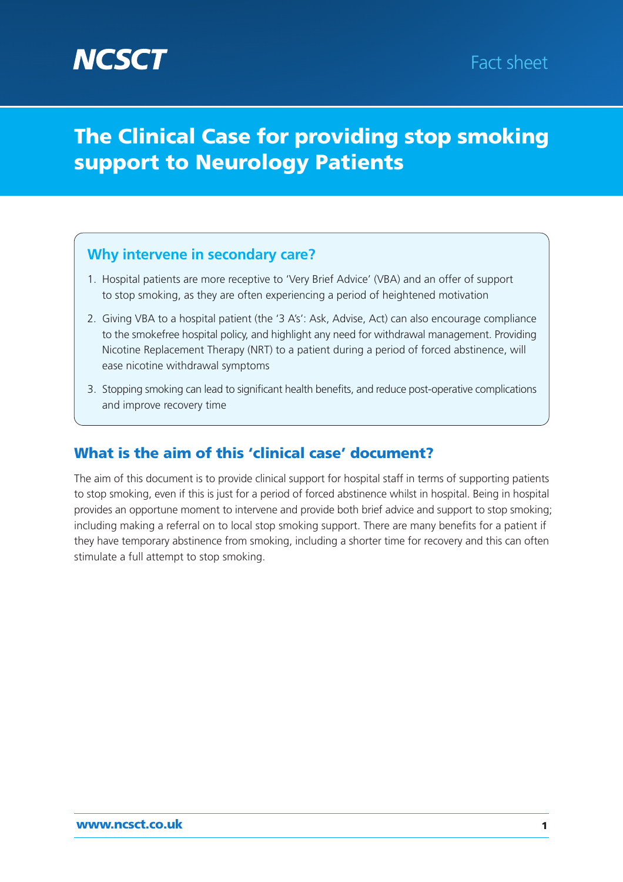NCSCT

Fact sheet

# The Clinical Case for providing stop smoking support to Neurology Patients

### Why intervene in secondary care?

1. Hospital patients are more receptive to 'Very Brief Advice' (VBA) and an offer of support to stop smoking, as they are often experiencing a period of heightened motivation
2. Giving VBA to a hospital patient (the '3 A's': Ask, Advise, Act) can also encourage compliance to the smokefree hospital policy, and highlight any need for withdrawal management. Providing Nicotine Replacement Therapy (NRT) to a patient during a period of forced abstinence, will ease nicotine withdrawal symptoms
3. Stopping smoking can lead to significant health benefits, and reduce post-operative complications and improve recovery time

## What is the aim of this 'clinical case' document?

The aim of this document is to provide clinical support for hospital staff in terms of supporting patients to stop smoking, even if this is just for a period of forced abstinence whilst in hospital. Being in hospital provides an opportune moment to intervene and provide both brief advice and support to stop smoking; including making a referral on to local stop smoking support. There are many benefits for a patient if they have temporary abstinence from smoking, including a shorter time for recovery and this can often stimulate a full attempt to stop smoking.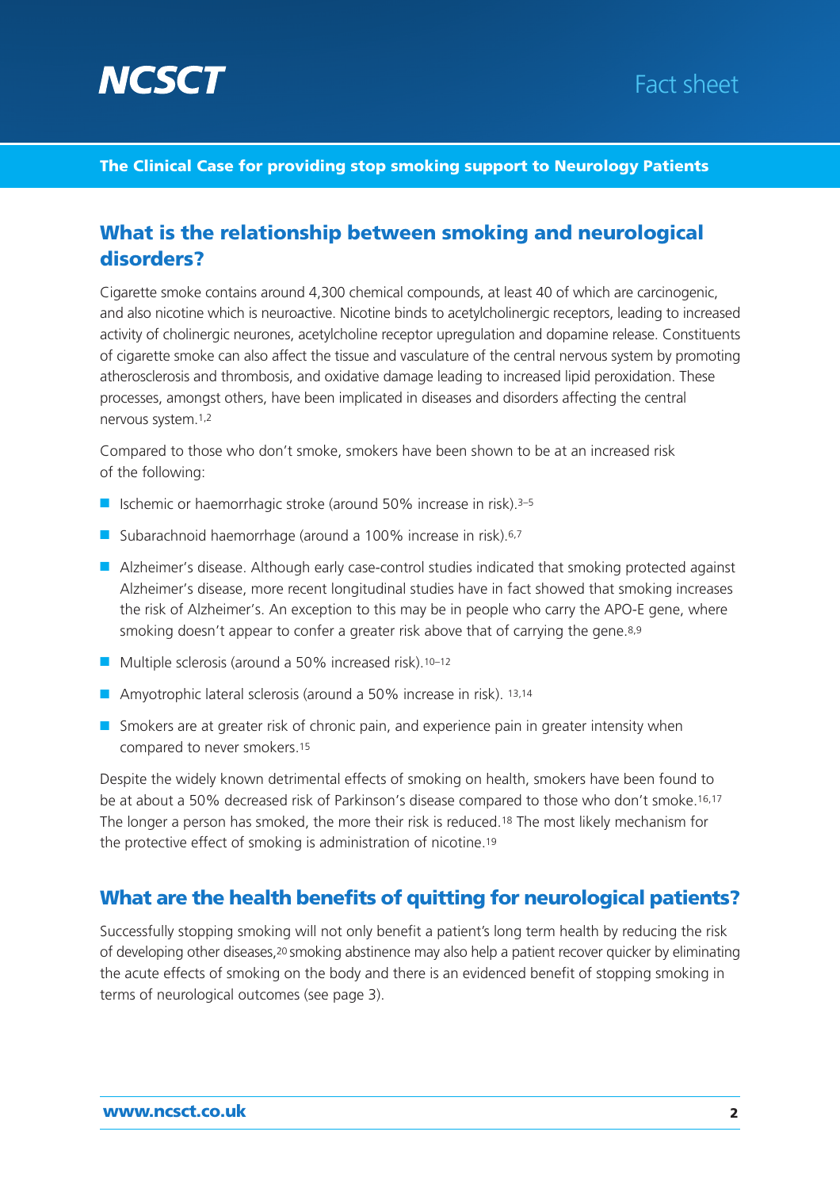**The Clinical Case for providing stop smoking support to Neurology Patients**

## What is the relationship between smoking and neurological disorders?

Cigarette smoke contains around 4,300 chemical compounds, at least 40 of which are carcinogenic, and also nicotine which is neuroactive. Nicotine binds to acetylcholinergic receptors, leading to increased activity of cholinergic neurones, acetylcholine receptor upregulation and dopamine release. Constituents of cigarette smoke can also affect the tissue and vasculature of the central nervous system by promoting atherosclerosis and thrombosis, and oxidative damage leading to increased lipid peroxidation. These processes, amongst others, have been implicated in diseases and disorders affecting the central nervous system.[1,2]

Compared to those who don't smoke, smokers have been shown to be at an increased risk of the following:

- Ischemic or haemorrhagic stroke (around 50% increase in risk).[3–5]
- Subarachnoid haemorrhage (around a 100% increase in risk).[6,7]
- Alzheimer's disease. Although early case-control studies indicated that smoking protected against Alzheimer's disease, more recent longitudinal studies have in fact showed that smoking increases the risk of Alzheimer's. An exception to this may be in people who carry the APO-E gene, where smoking doesn't appear to confer a greater risk above that of carrying the gene.[8,9]
- Multiple sclerosis (around a 50% increased risk).[10–12]
- Amyotrophic lateral sclerosis (around a 50% increase in risk).[13,14]
- Smokers are at greater risk of chronic pain, and experience pain in greater intensity when compared to never smokers.[15]

Despite the widely known detrimental effects of smoking on health, smokers have been found to be at about a 50% decreased risk of Parkinson's disease compared to those who don't smoke.[16,17] The longer a person has smoked, the more their risk is reduced.[18] The most likely mechanism for the protective effect of smoking is administration of nicotine.[19]

## What are the health benefits of quitting for neurological patients?

Successfully stopping smoking will not only benefit a patient's long term health by reducing the risk of developing other diseases,[20] smoking abstinence may also help a patient recover quicker by eliminating the acute effects of smoking on the body and there is an evidenced benefit of stopping smoking in terms of neurological outcomes (see page 3).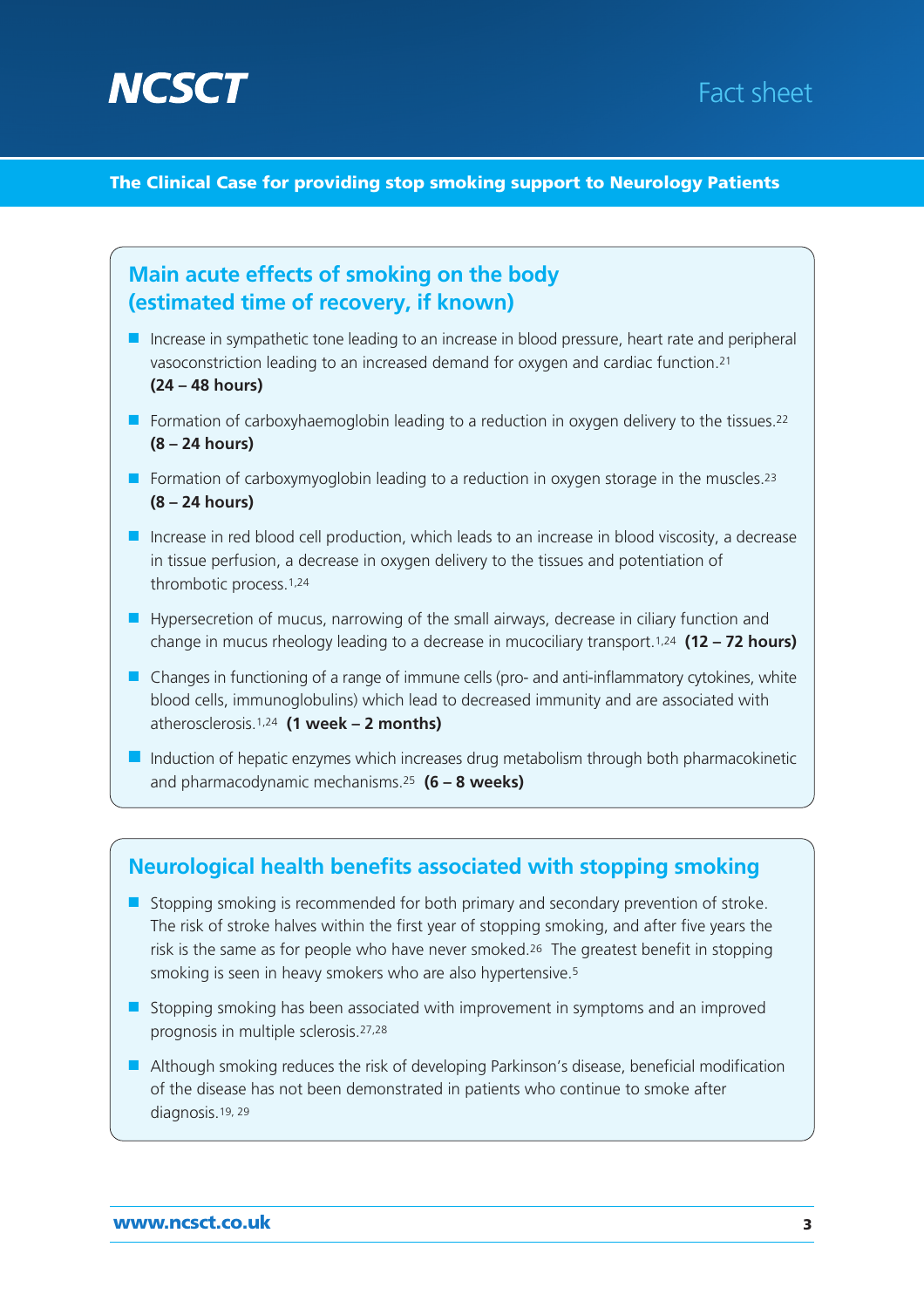## Main acute effects of smoking on the body (estimated time of recovery, if known)

- Increase in sympathetic tone leading to an increase in blood pressure, heart rate and peripheral vasoconstriction leading to an increased demand for oxygen and cardiac function.[21] **(24 – 48 hours)**
- Formation of carboxyhaemoglobin leading to a reduction in oxygen delivery to the tissues.[22] **(8 – 24 hours)**
- Formation of carboxymyoglobin leading to a reduction in oxygen storage in the muscles.[23] **(8 – 24 hours)**
- Increase in red blood cell production, which leads to an increase in blood viscosity, a decrease in tissue perfusion, a decrease in oxygen delivery to the tissues and potentiation of thrombotic process.[1,24]
- Hypersecretion of mucus, narrowing of the small airways, decrease in ciliary function and change in mucus rheology leading to a decrease in mucociliary transport.[1,24] **(12 – 72 hours)**
- Changes in functioning of a range of immune cells (pro- and anti-inflammatory cytokines, white blood cells, immunoglobulins) which lead to decreased immunity and are associated with atherosclerosis.[1,24] **(1 week – 2 months)**
- Induction of hepatic enzymes which increases drug metabolism through both pharmacokinetic and pharmacodynamic mechanisms.[25] **(6 – 8 weeks)**

## Neurological health benefits associated with stopping smoking

- Stopping smoking is recommended for both primary and secondary prevention of stroke. The risk of stroke halves within the first year of stopping smoking, and after five years the risk is the same as for people who have never smoked.[26] The greatest benefit in stopping smoking is seen in heavy smokers who are also hypertensive.[5]
- Stopping smoking has been associated with improvement in symptoms and an improved prognosis in multiple sclerosis.[27,28]
- Although smoking reduces the risk of developing Parkinson's disease, beneficial modification of the disease has not been demonstrated in patients who continue to smoke after diagnosis.[19, 29]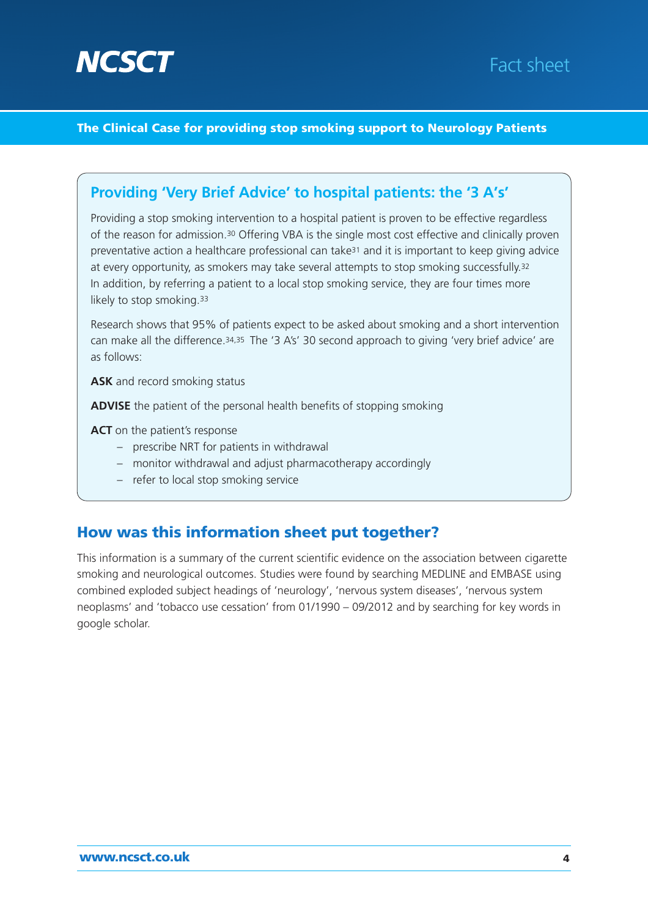## Providing 'Very Brief Advice' to hospital patients: the '3 A's'

Providing a stop smoking intervention to a hospital patient is proven to be effective regardless of the reason for admission.[30] Offering VBA is the single most cost effective and clinically proven preventative action a healthcare professional can take[31] and it is important to keep giving advice at every opportunity, as smokers may take several attempts to stop smoking successfully.[32] In addition, by referring a patient to a local stop smoking service, they are four times more likely to stop smoking.[33]

Research shows that 95% of patients expect to be asked about smoking and a short intervention can make all the difference.[34,35] The '3 A's' 30 second approach to giving 'very brief advice' are as follows:

**ASK** and record smoking status

**ADVISE** the patient of the personal health benefits of stopping smoking

**ACT** on the patient's response

- prescribe NRT for patients in withdrawal
- monitor withdrawal and adjust pharmacotherapy accordingly
- refer to local stop smoking service

## How was this information sheet put together?

This information is a summary of the current scientific evidence on the association between cigarette smoking and neurological outcomes. Studies were found by searching MEDLINE and EMBASE using combined exploded subject headings of 'neurology', 'nervous system diseases', 'nervous system neoplasms' and 'tobacco use cessation' from 01/1990 – 09/2012 and by searching for key words in google scholar.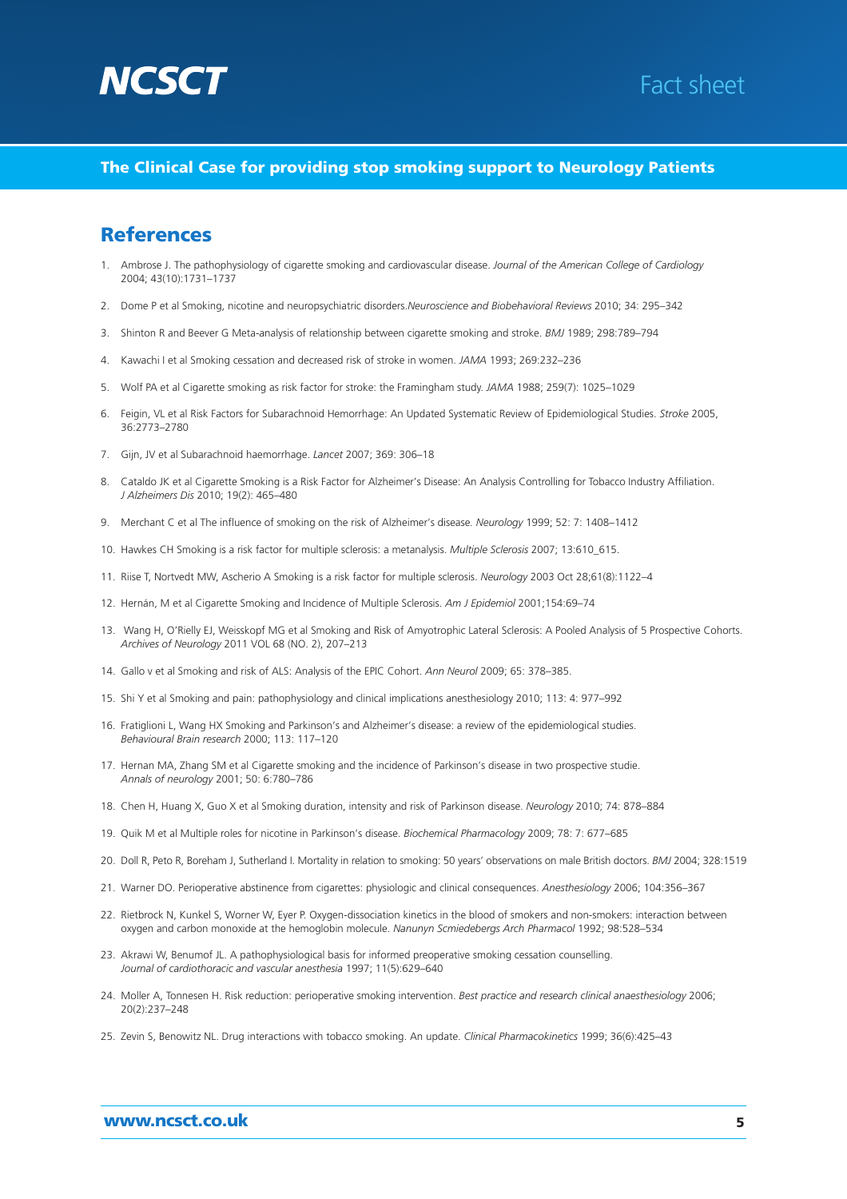**The Clinical Case for providing stop smoking support to Neurology Patients**

## References

1. Ambrose J. The pathophysiology of cigarette smoking and cardiovascular disease. *Journal of the American College of Cardiology* 2004; 43(10):1731–1737
2. Dome P et al Smoking, nicotine and neuropsychiatric disorders.*Neuroscience and Biobehavioral Reviews* 2010; 34: 295–342
3. Shinton R and Beever G Meta-analysis of relationship between cigarette smoking and stroke. *BMJ* 1989; 298:789–794
4. Kawachi I et al Smoking cessation and decreased risk of stroke in women. *JAMA* 1993; 269:232–236
5. Wolf PA et al Cigarette smoking as risk factor for stroke: the Framingham study. *JAMA* 1988; 259(7): 1025–1029
6. Feigin, VL et al Risk Factors for Subarachnoid Hemorrhage: An Updated Systematic Review of Epidemiological Studies. *Stroke* 2005, 36:2773–2780
7. Gijn, JV et al Subarachnoid haemorrhage. *Lancet* 2007; 369: 306–18
8. Cataldo JK et al Cigarette Smoking is a Risk Factor for Alzheimer's Disease: An Analysis Controlling for Tobacco Industry Affiliation. *J Alzheimers Dis* 2010; 19(2): 465–480
9. Merchant C et al The influence of smoking on the risk of Alzheimer's disease. *Neurology* 1999; 52: 7: 1408–1412
10. Hawkes CH Smoking is a risk factor for multiple sclerosis: a metanalysis. *Multiple Sclerosis* 2007; 13:610_615.
11. Riise T, Nortvedt MW, Ascherio A Smoking is a risk factor for multiple sclerosis. *Neurology* 2003 Oct 28;61(8):1122–4
12. Hernán, M et al Cigarette Smoking and Incidence of Multiple Sclerosis. *Am J Epidemiol* 2001;154:69–74
13. Wang H, O'Rielly EJ, Weisskopf MG et al Smoking and Risk of Amyotrophic Lateral Sclerosis: A Pooled Analysis of 5 Prospective Cohorts. *Archives of Neurology* 2011 VOL 68 (NO. 2), 207–213
14. Gallo v et al Smoking and risk of ALS: Analysis of the EPIC Cohort. *Ann Neurol* 2009; 65: 378–385.
15. Shi Y et al Smoking and pain: pathophysiology and clinical implications anesthesiology 2010; 113: 4: 977–992
16. Fratiglioni L, Wang HX Smoking and Parkinson's and Alzheimer's disease: a review of the epidemiological studies. *Behavioural Brain research* 2000; 113: 117–120
17. Hernan MA, Zhang SM et al Cigarette smoking and the incidence of Parkinson's disease in two prospective studie. *Annals of neurology* 2001; 50: 6:780–786
18. Chen H, Huang X, Guo X et al Smoking duration, intensity and risk of Parkinson disease. *Neurology* 2010; 74: 878–884
19. Quik M et al Multiple roles for nicotine in Parkinson's disease. *Biochemical Pharmacology* 2009; 78: 7: 677–685
20. Doll R, Peto R, Boreham J, Sutherland I. Mortality in relation to smoking: 50 years' observations on male British doctors. *BMJ* 2004; 328:1519
21. Warner DO. Perioperative abstinence from cigarettes: physiologic and clinical consequences. *Anesthesiology* 2006; 104:356–367
22. Rietbrock N, Kunkel S, Worner W, Eyer P. Oxygen-dissociation kinetics in the blood of smokers and non-smokers: interaction between oxygen and carbon monoxide at the hemoglobin molecule. *Nanunyn Scmiedebergs Arch Pharmacol* 1992; 98:528–534
23. Akrawi W, Benumof JL. A pathophysiological basis for informed preoperative smoking cessation counselling. *Journal of cardiothoracic and vascular anesthesia* 1997; 11(5):629–640
24. Moller A, Tonnesen H. Risk reduction: perioperative smoking intervention. *Best practice and research clinical anaesthesiology* 2006; 20(2):237–248
25. Zevin S, Benowitz NL. Drug interactions with tobacco smoking. An update. *Clinical Pharmacokinetics* 1999; 36(6):425–43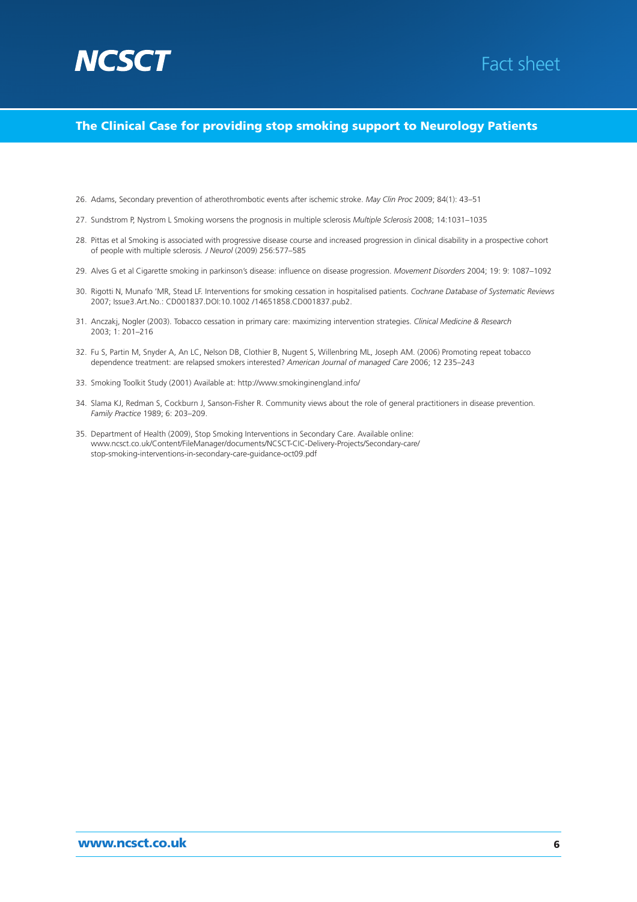26. Adams, Secondary prevention of atherothrombotic events after ischemic stroke. *May Clin Proc* 2009; 84(1): 43–51

27. Sundstrom P, Nystrom L Smoking worsens the prognosis in multiple sclerosis *Multiple Sclerosis* 2008; 14:1031–1035

28. Pittas et al Smoking is associated with progressive disease course and increased progression in clinical disability in a prospective cohort of people with multiple sclerosis. *J Neurol* (2009) 256:577–585

29. Alves G et al Cigarette smoking in parkinson's disease: influence on disease progression. *Movement Disorders* 2004; 19: 9: 1087–1092

30. Rigotti N, Munafo 'MR, Stead LF. Interventions for smoking cessation in hospitalised patients. *Cochrane Database of Systematic Reviews* 2007; Issue3.Art.No.: CD001837.DOI:10.1002 /14651858.CD001837.pub2.

31. Anczakj, Nogler (2003). Tobacco cessation in primary care: maximizing intervention strategies. *Clinical Medicine & Research* 2003; 1: 201–216

32. Fu S, Partin M, Snyder A, An LC, Nelson DB, Clothier B, Nugent S, Willenbring ML, Joseph AM. (2006) Promoting repeat tobacco dependence treatment: are relapsed smokers interested? *American Journal of managed Care* 2006; 12 235–243

33. Smoking Toolkit Study (2001) Available at: http://www.smokinginengland.info/

34. Slama KJ, Redman S, Cockburn J, Sanson-Fisher R. Community views about the role of general practitioners in disease prevention. *Family Practice* 1989; 6: 203–209.

35. Department of Health (2009), Stop Smoking Interventions in Secondary Care. Available online: www.ncsct.co.uk/Content/FileManager/documents/NCSCT-CIC-Delivery-Projects/Secondary-care/stop-smoking-interventions-in-secondary-care-guidance-oct09.pdf